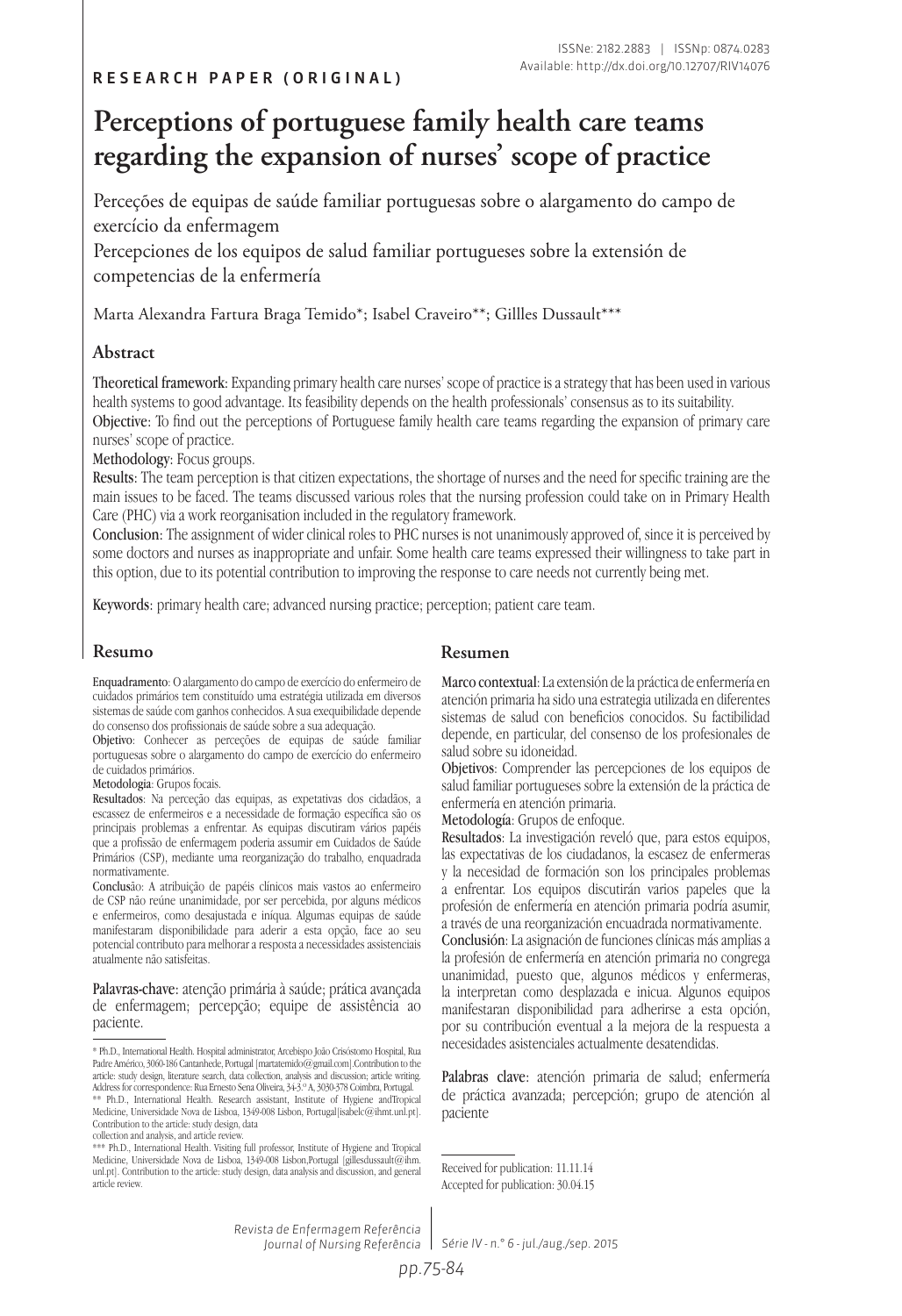ISSNe: 2182.2883 | ISSNp: 0874.0283
Available: http://dx.doi.org/10.12707/RIV14076

RESEARCH PAPER (ORIGINAL)

# Perceptions of portuguese family health care teams regarding the expansion of nurses' scope of practice

Perceções de equipas de saúde familiar portuguesas sobre o alargamento do campo de exercício da enfermagem

Percepciones de los equipos de salud familiar portugueses sobre la extensión de competencias de la enfermería

Marta Alexandra Fartura Braga Temido*; Isabel Craveiro**; Gillles Dussault***

## Abstract

**Theoretical framework**: Expanding primary health care nurses' scope of practice is a strategy that has been used in various health systems to good advantage. Its feasibility depends on the health professionals' consensus as to its suitability.
**Objective**: To find out the perceptions of Portuguese family health care teams regarding the expansion of primary care nurses' scope of practice.
**Methodology**: Focus groups.
**Results**: The team perception is that citizen expectations, the shortage of nurses and the need for specific training are the main issues to be faced. The teams discussed various roles that the nursing profession could take on in Primary Health Care (PHC) via a work reorganisation included in the regulatory framework.
**Conclusion**: The assignment of wider clinical roles to PHC nurses is not unanimously approved of, since it is perceived by some doctors and nurses as inappropriate and unfair. Some health care teams expressed their willingness to take part in this option, due to its potential contribution to improving the response to care needs not currently being met.

**Keywords**: primary health care; advanced nursing practice; perception; patient care team.

## Resumo

**Enquadramento**: O alargamento do campo de exercício do enfermeiro de cuidados primários tem constituído uma estratégia utilizada em diversos sistemas de saúde com ganhos conhecidos. A sua exequibilidade depende do consenso dos profissionais de saúde sobre a sua adequação.
**Objetivo**: Conhecer as perceções de equipas de saúde familiar portuguesas sobre o alargamento do campo de exercício do enfermeiro de cuidados primários.
**Metodologia**: Grupos focais.
**Resultados**: Na perceção das equipas, as expetativas dos cidadãos, a escassez de enfermeiros e a necessidade de formação específica são os principais problemas a enfrentar. As equipas discutiram vários papéis que a profissão de enfermagem poderia assumir em Cuidados de Saúde Primários (CSP), mediante uma reorganização do trabalho, enquadrada normativamente.
**Conclusão**: A atribuição de papéis clínicos mais vastos ao enfermeiro de CSP não reúne unanimidade, por ser percebida, por alguns médicos e enfermeiros, como desajustada e iníqua. Algumas equipas de saúde manifestaram disponibilidade para aderir a esta opção, face ao seu potencial contributo para melhorar a resposta a necessidades assistenciais atualmente não satisfeitas.

**Palavras-chave**: atenção primária à saúde; prática avançada de enfermagem; percepção; equipe de assistência ao paciente.

## Resumen

**Marco contextual**: La extensión de la práctica de enfermería en atención primaria ha sido una estrategia utilizada en diferentes sistemas de salud con beneficios conocidos. Su factibilidad depende, en particular, del consenso de los profesionales de salud sobre su idoneidad.
**Objetivos**: Comprender las percepciones de los equipos de salud familiar portugueses sobre la extensión de la práctica de enfermería en atención primaria.
**Metodología**: Grupos de enfoque.
**Resultados**: La investigación reveló que, para estos equipos, las expectativas de los ciudadanos, la escasez de enfermeras y la necesidad de formación son los principales problemas a enfrentar. Los equipos discutirán varios papeles que la profesión de enfermería en atención primaria podría asumir, a través de una reorganización encuadrada normativamente.
**Conclusión**: La asignación de funciones clínicas más amplias a la profesión de enfermería en atención primaria no congrega unanimidad, puesto que, algunos médicos y enfermeras, la interpretan como desplazada e inicua. Algunos equipos manifestaran disponibilidad para adherirse a esta opción, por su contribución eventual a la mejora de la respuesta a necesidades asistenciales actualmente desatendidas.

**Palabras clave**: atención primaria de salud; enfermería de práctica avanzada; percepción; grupo de atención al paciente

---

\* Ph.D., International Health. Hospital administrator, Arcebispo João Crisóstomo Hospital, Rua Padre Américo, 3060-186 Cantanhede, Portugal [martatemido@gmail.com].Contribution to the article: study design, literature search, data collection, analysis and discussion; article writing. Address for correspondence: Rua Ernesto Sena Oliveira, 34-3.º A, 3030-378 Coimbra, Portugal.
\*\* Ph.D., International Health. Research assistant, Institute of Hygiene andTropical Medicine, Universidade Nova de Lisboa, 1349-008 Lisbon, Portugal[isabelc@ihmt.unl.pt]. Contribution to the article: study design, data collection and analysis, and article review.
\*\*\* Ph.D., International Health. Visiting full professor, Institute of Hygiene and Tropical Medicine, Universidade Nova de Lisboa, 1349-008 Lisbon,Portugal [gillesdussault@ihm.unl.pt]. Contribution to the article: study design, data analysis and discussion, and general article review.

Received for publication: 11.11.14
Accepted for publication: 30.04.15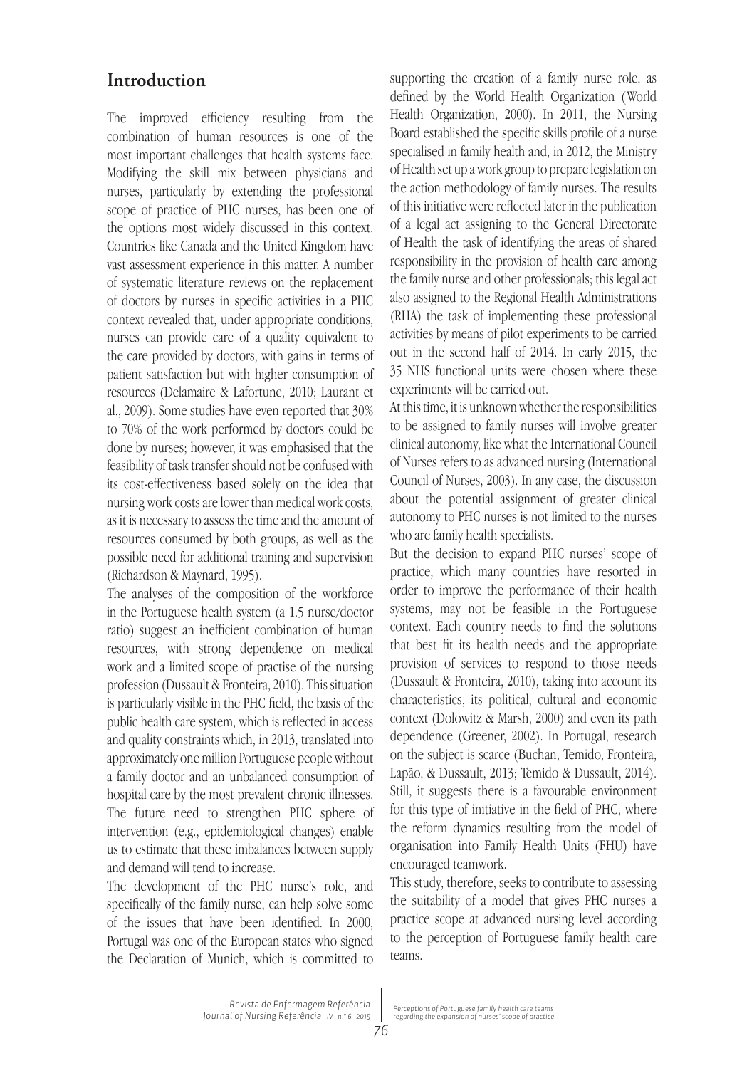## Introduction

The improved efficiency resulting from the combination of human resources is one of the most important challenges that health systems face. Modifying the skill mix between physicians and nurses, particularly by extending the professional scope of practice of PHC nurses, has been one of the options most widely discussed in this context. Countries like Canada and the United Kingdom have vast assessment experience in this matter. A number of systematic literature reviews on the replacement of doctors by nurses in specific activities in a PHC context revealed that, under appropriate conditions, nurses can provide care of a quality equivalent to the care provided by doctors, with gains in terms of patient satisfaction but with higher consumption of resources (Delamaire & Lafortune, 2010; Laurant et al., 2009). Some studies have even reported that 30% to 70% of the work performed by doctors could be done by nurses; however, it was emphasised that the feasibility of task transfer should not be confused with its cost-effectiveness based solely on the idea that nursing work costs are lower than medical work costs, as it is necessary to assess the time and the amount of resources consumed by both groups, as well as the possible need for additional training and supervision (Richardson & Maynard, 1995).

The analyses of the composition of the workforce in the Portuguese health system (a 1.5 nurse/doctor ratio) suggest an inefficient combination of human resources, with strong dependence on medical work and a limited scope of practise of the nursing profession (Dussault & Fronteira, 2010). This situation is particularly visible in the PHC field, the basis of the public health care system, which is reflected in access and quality constraints which, in 2013, translated into approximately one million Portuguese people without a family doctor and an unbalanced consumption of hospital care by the most prevalent chronic illnesses. The future need to strengthen PHC sphere of intervention (e.g., epidemiological changes) enable us to estimate that these imbalances between supply and demand will tend to increase.

The development of the PHC nurse's role, and specifically of the family nurse, can help solve some of the issues that have been identified. In 2000, Portugal was one of the European states who signed the Declaration of Munich, which is committed to supporting the creation of a family nurse role, as defined by the World Health Organization (World Health Organization, 2000). In 2011, the Nursing Board established the specific skills profile of a nurse specialised in family health and, in 2012, the Ministry of Health set up a work group to prepare legislation on the action methodology of family nurses. The results of this initiative were reflected later in the publication of a legal act assigning to the General Directorate of Health the task of identifying the areas of shared responsibility in the provision of health care among the family nurse and other professionals; this legal act also assigned to the Regional Health Administrations (RHA) the task of implementing these professional activities by means of pilot experiments to be carried out in the second half of 2014. In early 2015, the 35 NHS functional units were chosen where these experiments will be carried out.

At this time, it is unknown whether the responsibilities to be assigned to family nurses will involve greater clinical autonomy, like what the International Council of Nurses refers to as advanced nursing (International Council of Nurses, 2003). In any case, the discussion about the potential assignment of greater clinical autonomy to PHC nurses is not limited to the nurses who are family health specialists.

But the decision to expand PHC nurses' scope of practice, which many countries have resorted in order to improve the performance of their health systems, may not be feasible in the Portuguese context. Each country needs to find the solutions that best fit its health needs and the appropriate provision of services to respond to those needs (Dussault & Fronteira, 2010), taking into account its characteristics, its political, cultural and economic context (Dolowitz & Marsh, 2000) and even its path dependence (Greener, 2002). In Portugal, research on the subject is scarce (Buchan, Temido, Fronteira, Lapão, & Dussault, 2013; Temido & Dussault, 2014). Still, it suggests there is a favourable environment for this type of initiative in the field of PHC, where the reform dynamics resulting from the model of organisation into Family Health Units (FHU) have encouraged teamwork.

This study, therefore, seeks to contribute to assessing the suitability of a model that gives PHC nurses a practice scope at advanced nursing level according to the perception of Portuguese family health care teams.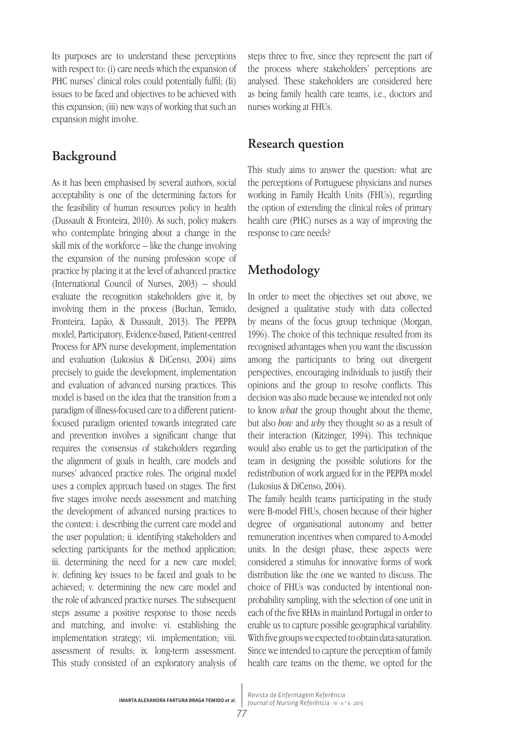Its purposes are to understand these perceptions with respect to: (i) care needs which the expansion of PHC nurses' clinical roles could potentially fulfil; (Ii) issues to be faced and objectives to be achieved with this expansion; (iii) new ways of working that such an expansion might involve.

## Background

As it has been emphasised by several authors, social acceptability is one of the determining factors for the feasibility of human resources policy in health (Dussault & Fronteira, 2010). As such, policy makers who contemplate bringing about a change in the skill mix of the workforce – like the change involving the expansion of the nursing profession scope of practice by placing it at the level of advanced practice (International Council of Nurses, 2003) – should evaluate the recognition stakeholders give it, by involving them in the process (Buchan, Temido, Fronteira, Lapão, & Dussault, 2013). The PEPPA model, Participatory, Evidence-based, Patient-centred Process for APN nurse development, implementation and evaluation (Lukosius & DiCenso, 2004) aims precisely to guide the development, implementation and evaluation of advanced nursing practices. This model is based on the idea that the transition from a paradigm of illness-focused care to a different patient-focused paradigm oriented towards integrated care and prevention involves a significant change that requires the consensus of stakeholders regarding the alignment of goals in health, care models and nurses' advanced practice roles. The original model uses a complex approach based on stages. The first five stages involve needs assessment and matching the development of advanced nursing practices to the context: i. describing the current care model and the user population; ii. identifying stakeholders and selecting participants for the method application; iii. determining the need for a new care model; iv. defining key issues to be faced and goals to be achieved; v. determining the new care model and the role of advanced practice nurses. The subsequent steps assume a positive response to those needs and matching, and involve: vi. establishing the implementation strategy; vii. implementation; viii. assessment of results; ix. long-term assessment. This study consisted of an exploratory analysis of steps three to five, since they represent the part of the process where stakeholders' perceptions are analysed. These stakeholders are considered here as being family health care teams, i.e., doctors and nurses working at FHUs.

## Research question

This study aims to answer the question: what are the perceptions of Portuguese physicians and nurses working in Family Health Units (FHUs), regarding the option of extending the clinical roles of primary health care (PHC) nurses as a way of improving the response to care needs?

## Methodology

In order to meet the objectives set out above, we designed a qualitative study with data collected by means of the focus group technique (Morgan, 1996). The choice of this technique resulted from its recognised advantages when you want the discussion among the participants to bring out divergent perspectives, encouraging individuals to justify their opinions and the group to resolve conflicts. This decision was also made because we intended not only to know *what* the group thought about the theme, but also *how* and *why* they thought so as a result of their interaction (Kitzinger, 1994). This technique would also enable us to get the participation of the team in designing the possible solutions for the redistribution of work argued for in the PEPPA model (Lukosius & DiCenso, 2004).

The family health teams participating in the study were B-model FHUs, chosen because of their higher degree of organisational autonomy and better remuneration incentives when compared to A-model units. In the design phase, these aspects were considered a stimulus for innovative forms of work distribution like the one we wanted to discuss. The choice of FHUs was conducted by intentional non-probability sampling, with the selection of one unit in each of the five RHAs in mainland Portugal in order to enable us to capture possible geographical variability. With five groups we expected to obtain data saturation. Since we intended to capture the perception of family health care teams on the theme, we opted for the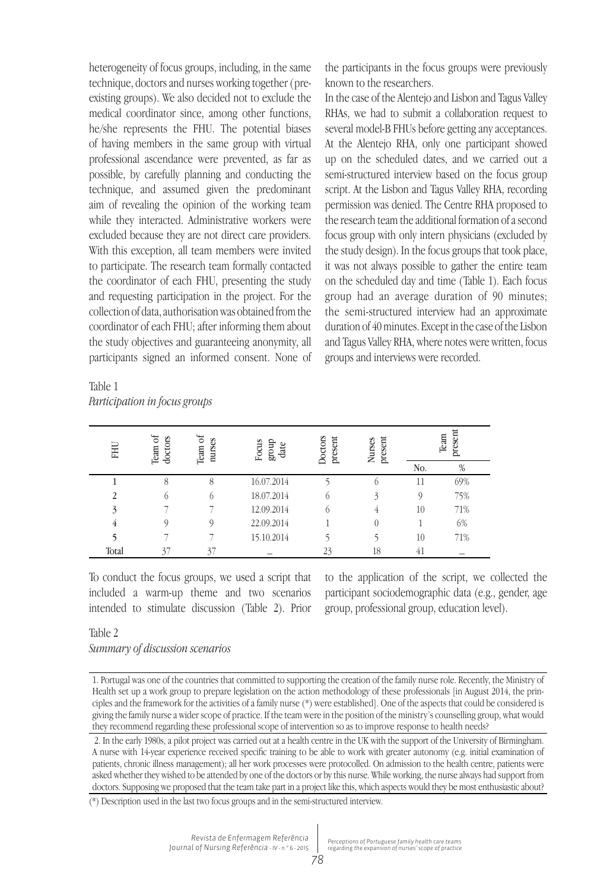heterogeneity of focus groups, including, in the same technique, doctors and nurses working together (pre-existing groups). We also decided not to exclude the medical coordinator since, among other functions, he/she represents the FHU. The potential biases of having members in the same group with virtual professional ascendance were prevented, as far as possible, by carefully planning and conducting the technique, and assumed given the predominant aim of revealing the opinion of the working team while they interacted. Administrative workers were excluded because they are not direct care providers. With this exception, all team members were invited to participate. The research team formally contacted the coordinator of each FHU, presenting the study and requesting participation in the project. For the collection of data, authorisation was obtained from the coordinator of each FHU; after informing them about the study objectives and guaranteeing anonymity, all participants signed an informed consent. None of the participants in the focus groups were previously known to the researchers.

In the case of the Alentejo and Lisbon and Tagus Valley RHAs, we had to submit a collaboration request to several model-B FHUs before getting any acceptances. At the Alentejo RHA, only one participant showed up on the scheduled dates, and we carried out a semi-structured interview based on the focus group script. At the Lisbon and Tagus Valley RHA, recording permission was denied. The Centre RHA proposed to the research team the additional formation of a second focus group with only intern physicians (excluded by the study design). In the focus groups that took place, it was not always possible to gather the entire team on the scheduled day and time (Table 1). Each focus group had an average duration of 90 minutes; the semi-structured interview had an approximate duration of 40 minutes. Except in the case of the Lisbon and Tagus Valley RHA, where notes were written, focus groups and interviews were recorded.

Table 1
*Participation in focus groups*

| FHU | Team of doctors | Team of nurses | Focus group date | Doctors present | Nurses present | Team present | |
|---|---|---|---|---|---|---|---|
| | | | | | | No. | % |
| 1 | 8 | 8 | 16.07.2014 | 5 | 6 | 11 | 69% |
| 2 | 6 | 6 | 18.07.2014 | 6 | 3 | 9 | 75% |
| 3 | 7 | 7 | 12.09.2014 | 6 | 4 | 10 | 71% |
| 4 | 9 | 9 | 22.09.2014 | 1 | 0 | 1 | 6% |
| 5 | 7 | 7 | 15.10.2014 | 5 | 5 | 10 | 71% |
| Total | 37 | 37 | – | 23 | 18 | 41 | – |

To conduct the focus groups, we used a script that included a warm-up theme and two scenarios intended to stimulate discussion (Table 2). Prior to the application of the script, we collected the participant sociodemographic data (e.g., gender, age group, professional group, education level).

Table 2
*Summary of discussion scenarios*

| |
|---|
| 1. Portugal was one of the countries that committed to supporting the creation of the family nurse role. Recently, the Ministry of Health set up a work group to prepare legislation on the action methodology of these professionals [in August 2014, the principles and the framework for the activities of a family nurse (*) were established]. One of the aspects that could be considered is giving the family nurse a wider scope of practice. If the team were in the position of the ministry's counselling group, what would they recommend regarding these professional scope of intervention so as to improve response to health needs? |
| 2. In the early 1980s, a pilot project was carried out at a health centre in the UK with the support of the University of Birmingham. A nurse with 14-year experience received specific training to be able to work with greater autonomy (e.g. initial examination of patients, chronic illness management); all her work processes were protocolled. On admission to the health centre, patients were asked whether they wished to be attended by one of the doctors or by this nurse. While working, the nurse always had support from doctors. Supposing we proposed that the team take part in a project like this, which aspects would they be most enthusiastic about? |

(*) Description used in the last two focus groups and in the semi-structured interview.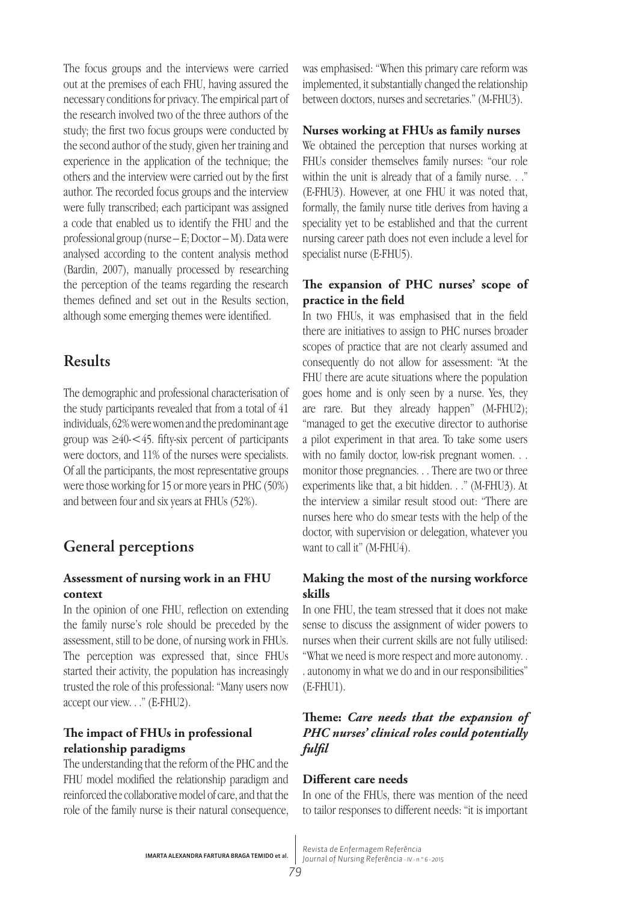The focus groups and the interviews were carried out at the premises of each FHU, having assured the necessary conditions for privacy. The empirical part of the research involved two of the three authors of the study; the first two focus groups were conducted by the second author of the study, given her training and experience in the application of the technique; the others and the interview were carried out by the first author. The recorded focus groups and the interview were fully transcribed; each participant was assigned a code that enabled us to identify the FHU and the professional group (nurse – E; Doctor – M). Data were analysed according to the content analysis method (Bardin, 2007), manually processed by researching the perception of the teams regarding the research themes defined and set out in the Results section, although some emerging themes were identified.

## Results

The demographic and professional characterisation of the study participants revealed that from a total of 41 individuals, 62% were women and the predominant age group was ≥40-<45. fifty-six percent of participants were doctors, and 11% of the nurses were specialists. Of all the participants, the most representative groups were those working for 15 or more years in PHC (50%) and between four and six years at FHUs (52%).

## General perceptions

### Assessment of nursing work in an FHU context

In the opinion of one FHU, reflection on extending the family nurse's role should be preceded by the assessment, still to be done, of nursing work in FHUs. The perception was expressed that, since FHUs started their activity, the population has increasingly trusted the role of this professional: "Many users now accept our view. . ." (E-FHU2).

### The impact of FHUs in professional relationship paradigms

The understanding that the reform of the PHC and the FHU model modified the relationship paradigm and reinforced the collaborative model of care, and that the role of the family nurse is their natural consequence, was emphasised: "When this primary care reform was implemented, it substantially changed the relationship between doctors, nurses and secretaries." (M-FHU3).

### Nurses working at FHUs as family nurses

We obtained the perception that nurses working at FHUs consider themselves family nurses: "our role within the unit is already that of a family nurse. . ." (E-FHU3). However, at one FHU it was noted that, formally, the family nurse title derives from having a speciality yet to be established and that the current nursing career path does not even include a level for specialist nurse (E-FHU5).

### The expansion of PHC nurses' scope of practice in the field

In two FHUs, it was emphasised that in the field there are initiatives to assign to PHC nurses broader scopes of practice that are not clearly assumed and consequently do not allow for assessment: "At the FHU there are acute situations where the population goes home and is only seen by a nurse. Yes, they are rare. But they already happen" (M-FHU2); "managed to get the executive director to authorise a pilot experiment in that area. To take some users with no family doctor, low-risk pregnant women. . . monitor those pregnancies. . . There are two or three experiments like that, a bit hidden. . ." (M-FHU3). At the interview a similar result stood out: "There are nurses here who do smear tests with the help of the doctor, with supervision or delegation, whatever you want to call it" (M-FHU4).

### Making the most of the nursing workforce skills

In one FHU, the team stressed that it does not make sense to discuss the assignment of wider powers to nurses when their current skills are not fully utilised: "What we need is more respect and more autonomy. . . autonomy in what we do and in our responsibilities" (E-FHU1).

### Theme: *Care needs that the expansion of PHC nurses' clinical roles could potentially fulfil*

### Different care needs

In one of the FHUs, there was mention of the need to tailor responses to different needs: "it is important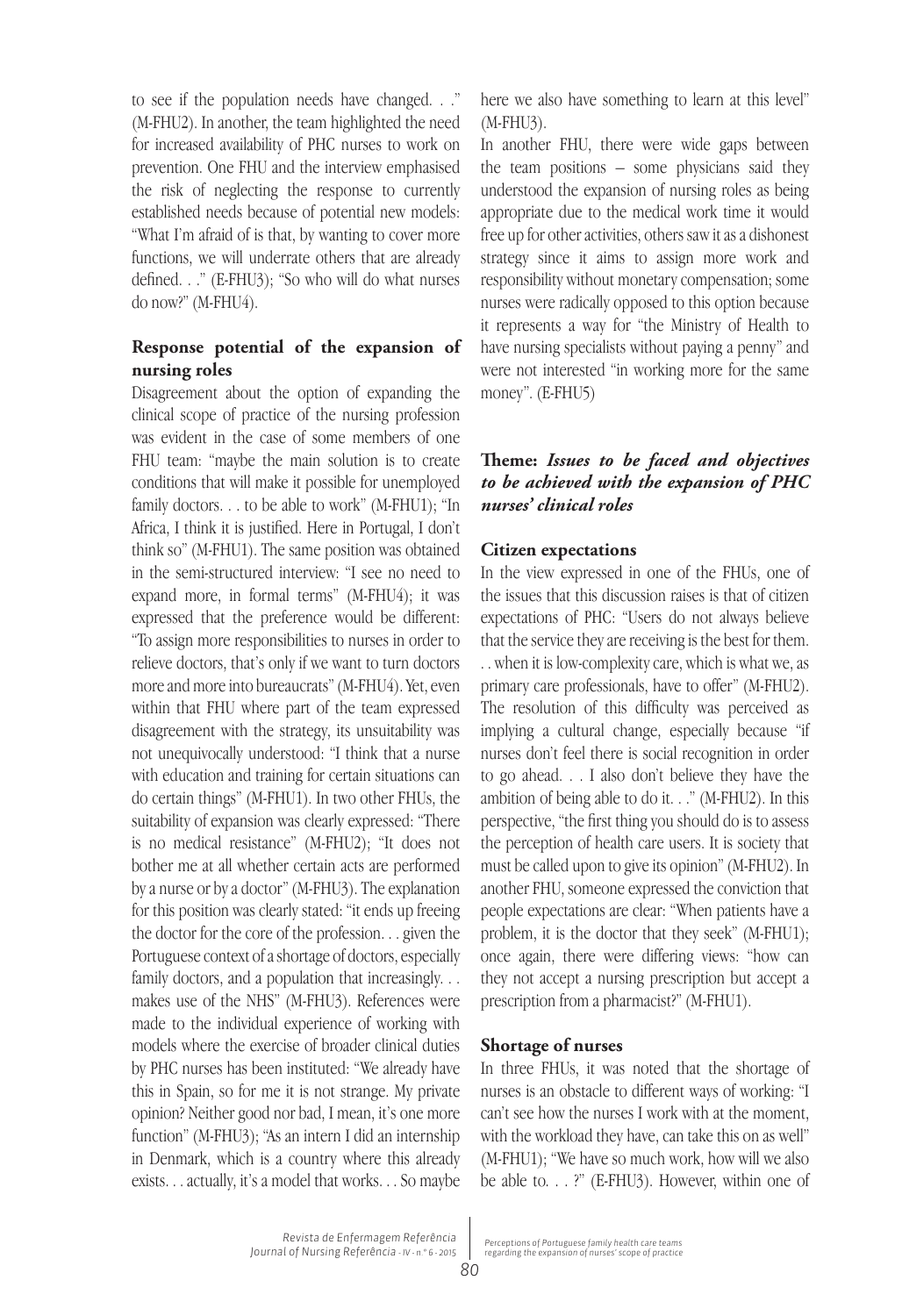to see if the population needs have changed. . ." (M-FHU2). In another, the team highlighted the need for increased availability of PHC nurses to work on prevention. One FHU and the interview emphasised the risk of neglecting the response to currently established needs because of potential new models: "What I'm afraid of is that, by wanting to cover more functions, we will underrate others that are already defined. . ." (E-FHU3); "So who will do what nurses do now?" (M-FHU4).

### Response potential of the expansion of nursing roles

Disagreement about the option of expanding the clinical scope of practice of the nursing profession was evident in the case of some members of one FHU team: "maybe the main solution is to create conditions that will make it possible for unemployed family doctors. . . to be able to work" (M-FHU1); "In Africa, I think it is justified. Here in Portugal, I don't think so" (M-FHU1). The same position was obtained in the semi-structured interview: "I see no need to expand more, in formal terms" (M-FHU4); it was expressed that the preference would be different: "To assign more responsibilities to nurses in order to relieve doctors, that's only if we want to turn doctors more and more into bureaucrats" (M-FHU4). Yet, even within that FHU where part of the team expressed disagreement with the strategy, its unsuitability was not unequivocally understood: "I think that a nurse with education and training for certain situations can do certain things" (M-FHU1). In two other FHUs, the suitability of expansion was clearly expressed: "There is no medical resistance" (M-FHU2); "It does not bother me at all whether certain acts are performed by a nurse or by a doctor" (M-FHU3). The explanation for this position was clearly stated: "it ends up freeing the doctor for the core of the profession. . . given the Portuguese context of a shortage of doctors, especially family doctors, and a population that increasingly. . . makes use of the NHS" (M-FHU3). References were made to the individual experience of working with models where the exercise of broader clinical duties by PHC nurses has been instituted: "We already have this in Spain, so for me it is not strange. My private opinion? Neither good nor bad, I mean, it's one more function" (M-FHU3); "As an intern I did an internship in Denmark, which is a country where this already exists. . . actually, it's a model that works. . . So maybe here we also have something to learn at this level" (M-FHU3).

In another FHU, there were wide gaps between the team positions – some physicians said they understood the expansion of nursing roles as being appropriate due to the medical work time it would free up for other activities, others saw it as a dishonest strategy since it aims to assign more work and responsibility without monetary compensation; some nurses were radically opposed to this option because it represents a way for "the Ministry of Health to have nursing specialists without paying a penny" and were not interested "in working more for the same money". (E-FHU5)

## Theme: *Issues to be faced and objectives to be achieved with the expansion of PHC nurses' clinical roles*

### Citizen expectations

In the view expressed in one of the FHUs, one of the issues that this discussion raises is that of citizen expectations of PHC: "Users do not always believe that the service they are receiving is the best for them. . . when it is low-complexity care, which is what we, as primary care professionals, have to offer" (M-FHU2). The resolution of this difficulty was perceived as implying a cultural change, especially because "if nurses don't feel there is social recognition in order to go ahead. . . I also don't believe they have the ambition of being able to do it. . ." (M-FHU2). In this perspective, "the first thing you should do is to assess the perception of health care users. It is society that must be called upon to give its opinion" (M-FHU2). In another FHU, someone expressed the conviction that people expectations are clear: "When patients have a problem, it is the doctor that they seek" (M-FHU1); once again, there were differing views: "how can they not accept a nursing prescription but accept a prescription from a pharmacist?" (M-FHU1).

### Shortage of nurses

In three FHUs, it was noted that the shortage of nurses is an obstacle to different ways of working: "I can't see how the nurses I work with at the moment, with the workload they have, can take this on as well" (M-FHU1); "We have so much work, how will we also be able to. . . ?" (E-FHU3). However, within one of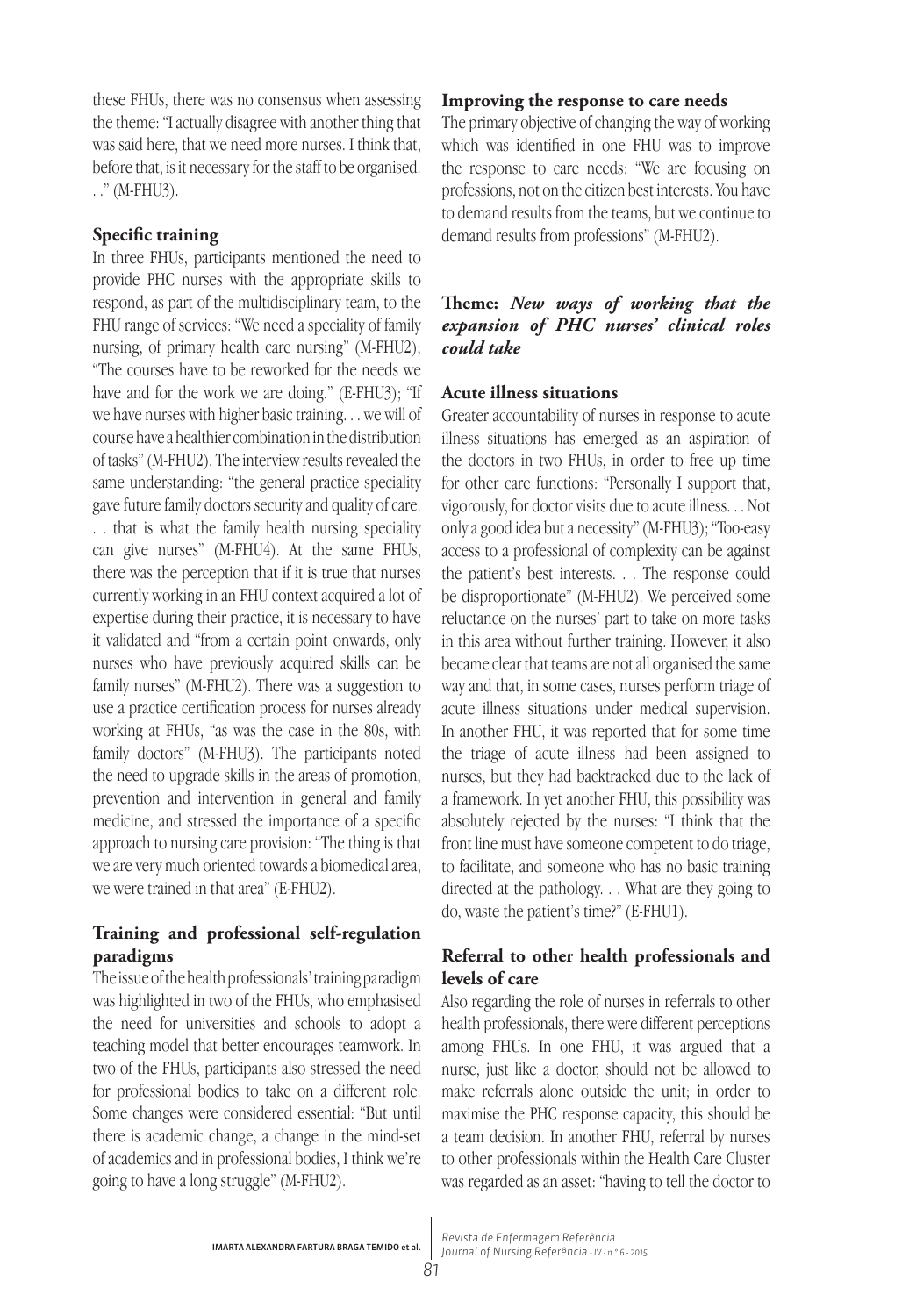these FHUs, there was no consensus when assessing the theme: "I actually disagree with another thing that was said here, that we need more nurses. I think that, before that, is it necessary for the staff to be organised. . ." (M-FHU3).

### Specific training

In three FHUs, participants mentioned the need to provide PHC nurses with the appropriate skills to respond, as part of the multidisciplinary team, to the FHU range of services: "We need a speciality of family nursing, of primary health care nursing" (M-FHU2); "The courses have to be reworked for the needs we have and for the work we are doing." (E-FHU3); "If we have nurses with higher basic training. . . we will of course have a healthier combination in the distribution of tasks" (M-FHU2). The interview results revealed the same understanding: "the general practice speciality gave future family doctors security and quality of care. . . that is what the family health nursing speciality can give nurses" (M-FHU4). At the same FHUs, there was the perception that if it is true that nurses currently working in an FHU context acquired a lot of expertise during their practice, it is necessary to have it validated and "from a certain point onwards, only nurses who have previously acquired skills can be family nurses" (M-FHU2). There was a suggestion to use a practice certification process for nurses already working at FHUs, "as was the case in the 80s, with family doctors" (M-FHU3). The participants noted the need to upgrade skills in the areas of promotion, prevention and intervention in general and family medicine, and stressed the importance of a specific approach to nursing care provision: "The thing is that we are very much oriented towards a biomedical area, we were trained in that area" (E-FHU2).

### Training and professional self-regulation paradigms

The issue of the health professionals' training paradigm was highlighted in two of the FHUs, who emphasised the need for universities and schools to adopt a teaching model that better encourages teamwork. In two of the FHUs, participants also stressed the need for professional bodies to take on a different role. Some changes were considered essential: "But until there is academic change, a change in the mind-set of academics and in professional bodies, I think we're going to have a long struggle" (M-FHU2).

### Improving the response to care needs

The primary objective of changing the way of working which was identified in one FHU was to improve the response to care needs: "We are focusing on professions, not on the citizen best interests. You have to demand results from the teams, but we continue to demand results from professions" (M-FHU2).

## Theme: *New ways of working that the expansion of PHC nurses' clinical roles could take*

### Acute illness situations

Greater accountability of nurses in response to acute illness situations has emerged as an aspiration of the doctors in two FHUs, in order to free up time for other care functions: "Personally I support that, vigorously, for doctor visits due to acute illness. . . Not only a good idea but a necessity" (M-FHU3); "Too-easy access to a professional of complexity can be against the patient's best interests. . . The response could be disproportionate" (M-FHU2). We perceived some reluctance on the nurses' part to take on more tasks in this area without further training. However, it also became clear that teams are not all organised the same way and that, in some cases, nurses perform triage of acute illness situations under medical supervision. In another FHU, it was reported that for some time the triage of acute illness had been assigned to nurses, but they had backtracked due to the lack of a framework. In yet another FHU, this possibility was absolutely rejected by the nurses: "I think that the front line must have someone competent to do triage, to facilitate, and someone who has no basic training directed at the pathology. . . What are they going to do, waste the patient's time?" (E-FHU1).

### Referral to other health professionals and levels of care

Also regarding the role of nurses in referrals to other health professionals, there were different perceptions among FHUs. In one FHU, it was argued that a nurse, just like a doctor, should not be allowed to make referrals alone outside the unit; in order to maximise the PHC response capacity, this should be a team decision. In another FHU, referral by nurses to other professionals within the Health Care Cluster was regarded as an asset: "having to tell the doctor to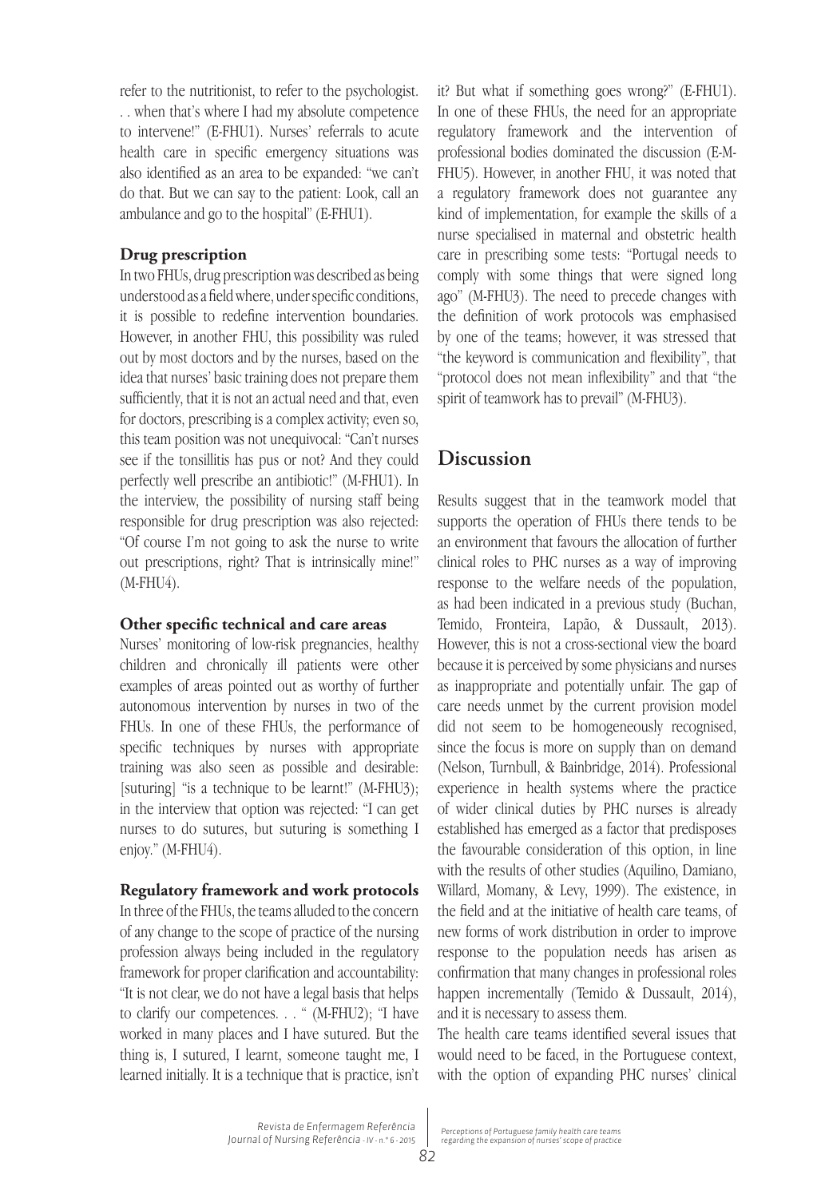refer to the nutritionist, to refer to the psychologist. . . when that's where I had my absolute competence to intervene!" (E-FHU1). Nurses' referrals to acute health care in specific emergency situations was also identified as an area to be expanded: "we can't do that. But we can say to the patient: Look, call an ambulance and go to the hospital" (E-FHU1).

### Drug prescription

In two FHUs, drug prescription was described as being understood as a field where, under specific conditions, it is possible to redefine intervention boundaries. However, in another FHU, this possibility was ruled out by most doctors and by the nurses, based on the idea that nurses' basic training does not prepare them sufficiently, that it is not an actual need and that, even for doctors, prescribing is a complex activity; even so, this team position was not unequivocal: "Can't nurses see if the tonsillitis has pus or not? And they could perfectly well prescribe an antibiotic!" (M-FHU1). In the interview, the possibility of nursing staff being responsible for drug prescription was also rejected: "Of course I'm not going to ask the nurse to write out prescriptions, right? That is intrinsically mine!" (M-FHU4).

### Other specific technical and care areas

Nurses' monitoring of low-risk pregnancies, healthy children and chronically ill patients were other examples of areas pointed out as worthy of further autonomous intervention by nurses in two of the FHUs. In one of these FHUs, the performance of specific techniques by nurses with appropriate training was also seen as possible and desirable: [suturing] "is a technique to be learnt!" (M-FHU3); in the interview that option was rejected: "I can get nurses to do sutures, but suturing is something I enjoy." (M-FHU4).

### Regulatory framework and work protocols

In three of the FHUs, the teams alluded to the concern of any change to the scope of practice of the nursing profession always being included in the regulatory framework for proper clarification and accountability: "It is not clear, we do not have a legal basis that helps to clarify our competences. . . " (M-FHU2); "I have worked in many places and I have sutured. But the thing is, I sutured, I learnt, someone taught me, I learned initially. It is a technique that is practice, isn't it? But what if something goes wrong?" (E-FHU1). In one of these FHUs, the need for an appropriate regulatory framework and the intervention of professional bodies dominated the discussion (E-M-FHU5). However, in another FHU, it was noted that a regulatory framework does not guarantee any kind of implementation, for example the skills of a nurse specialised in maternal and obstetric health care in prescribing some tests: "Portugal needs to comply with some things that were signed long ago" (M-FHU3). The need to precede changes with the definition of work protocols was emphasised by one of the teams; however, it was stressed that "the keyword is communication and flexibility", that "protocol does not mean inflexibility" and that "the spirit of teamwork has to prevail" (M-FHU3).

## Discussion

Results suggest that in the teamwork model that supports the operation of FHUs there tends to be an environment that favours the allocation of further clinical roles to PHC nurses as a way of improving response to the welfare needs of the population, as had been indicated in a previous study (Buchan, Temido, Fronteira, Lapão, & Dussault, 2013). However, this is not a cross-sectional view the board because it is perceived by some physicians and nurses as inappropriate and potentially unfair. The gap of care needs unmet by the current provision model did not seem to be homogeneously recognised, since the focus is more on supply than on demand (Nelson, Turnbull, & Bainbridge, 2014). Professional experience in health systems where the practice of wider clinical duties by PHC nurses is already established has emerged as a factor that predisposes the favourable consideration of this option, in line with the results of other studies (Aquilino, Damiano, Willard, Momany, & Levy, 1999). The existence, in the field and at the initiative of health care teams, of new forms of work distribution in order to improve response to the population needs has arisen as confirmation that many changes in professional roles happen incrementally (Temido & Dussault, 2014), and it is necessary to assess them.

The health care teams identified several issues that would need to be faced, in the Portuguese context, with the option of expanding PHC nurses' clinical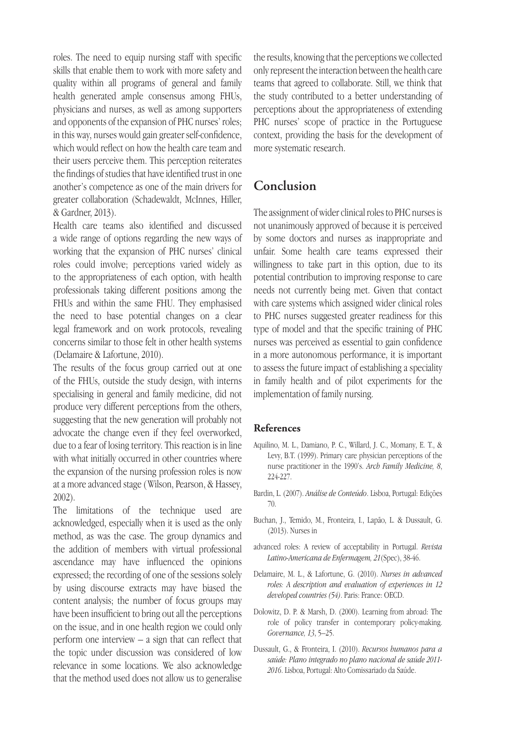roles. The need to equip nursing staff with specific skills that enable them to work with more safety and quality within all programs of general and family health generated ample consensus among FHUs, physicians and nurses, as well as among supporters and opponents of the expansion of PHC nurses' roles; in this way, nurses would gain greater self-confidence, which would reflect on how the health care team and their users perceive them. This perception reiterates the findings of studies that have identified trust in one another's competence as one of the main drivers for greater collaboration (Schadewaldt, McInnes, Hiller, & Gardner, 2013).

Health care teams also identified and discussed a wide range of options regarding the new ways of working that the expansion of PHC nurses' clinical roles could involve; perceptions varied widely as to the appropriateness of each option, with health professionals taking different positions among the FHUs and within the same FHU. They emphasised the need to base potential changes on a clear legal framework and on work protocols, revealing concerns similar to those felt in other health systems (Delamaire & Lafortune, 2010).

The results of the focus group carried out at one of the FHUs, outside the study design, with interns specialising in general and family medicine, did not produce very different perceptions from the others, suggesting that the new generation will probably not advocate the change even if they feel overworked, due to a fear of losing territory. This reaction is in line with what initially occurred in other countries where the expansion of the nursing profession roles is now at a more advanced stage (Wilson, Pearson, & Hassey, 2002).

The limitations of the technique used are acknowledged, especially when it is used as the only method, as was the case. The group dynamics and the addition of members with virtual professional ascendance may have influenced the opinions expressed; the recording of one of the sessions solely by using discourse extracts may have biased the content analysis; the number of focus groups may have been insufficient to bring out all the perceptions on the issue, and in one health region we could only perform one interview – a sign that can reflect that the topic under discussion was considered of low relevance in some locations. We also acknowledge that the method used does not allow us to generalise the results, knowing that the perceptions we collected only represent the interaction between the health care teams that agreed to collaborate. Still, we think that the study contributed to a better understanding of perceptions about the appropriateness of extending PHC nurses' scope of practice in the Portuguese context, providing the basis for the development of more systematic research.

## Conclusion

The assignment of wider clinical roles to PHC nurses is not unanimously approved of because it is perceived by some doctors and nurses as inappropriate and unfair. Some health care teams expressed their willingness to take part in this option, due to its potential contribution to improving response to care needs not currently being met. Given that contact with care systems which assigned wider clinical roles to PHC nurses suggested greater readiness for this type of model and that the specific training of PHC nurses was perceived as essential to gain confidence in a more autonomous performance, it is important to assess the future impact of establishing a speciality in family health and of pilot experiments for the implementation of family nursing.

### References

Aquilino, M. L., Damiano, P. C., Willard, J. C., Momany, E. T., & Levy, B.T. (1999). Primary care physician perceptions of the nurse practitioner in the 1990's. *Arch Family Medicine, 8*, 224-227.

Bardin, L. (2007). *Análise de Conteúdo*. Lisboa, Portugal: Edições 70.

Buchan, J., Temido, M., Fronteira, I., Lapão, L. & Dussault, G. (2013). Nurses in

advanced roles: A review of acceptability in Portugal. *Revista Latino-Americana de Enfermagem, 21*(Spec), 38-46.

Delamaire, M. L., & Lafortune, G. (2010). *Nurses in advanced roles: A description and evaluation of experiences in 12 developed countries (54)*. Paris: France: OECD.

Dolowitz, D. P. & Marsh, D. (2000). Learning from abroad: The role of policy transfer in contemporary policy-making. *Governance, 13*, 5–25.

Dussault, G., & Fronteira, I. (2010). *Recursos humanos para a saúde: Plano integrado no plano nacional de saúde 2011-2016*. Lisboa, Portugal: Alto Comissariado da Saúde.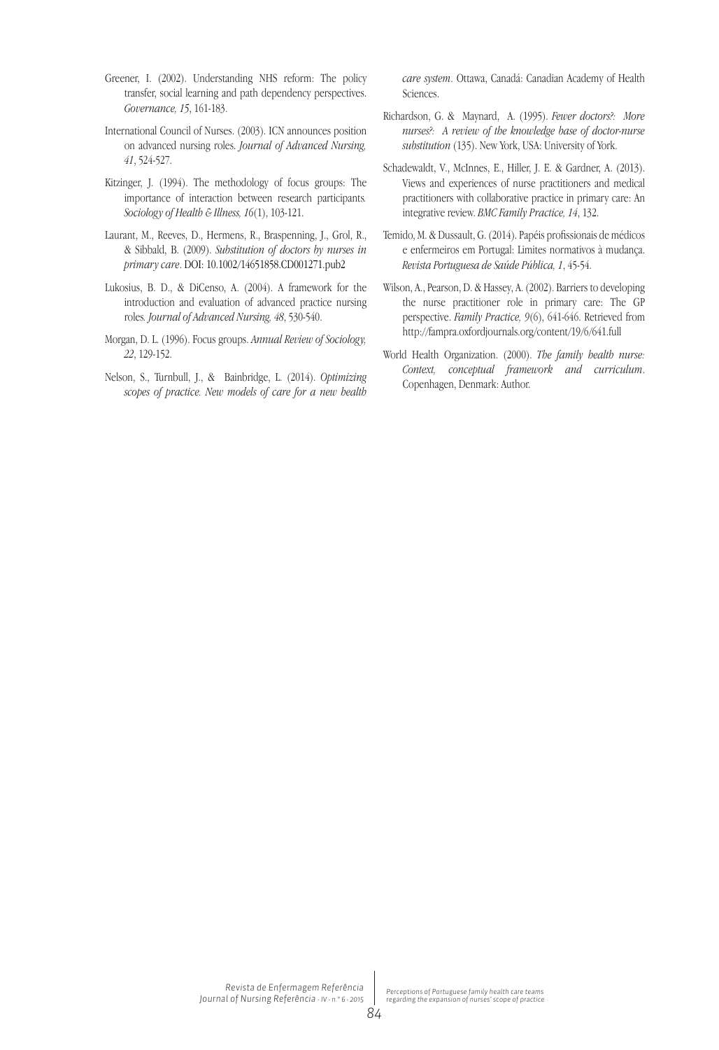Greener, I. (2002). Understanding NHS reform: The policy transfer, social learning and path dependency perspectives. *Governance, 15*, 161-183.

International Council of Nurses. (2003). ICN announces position on advanced nursing roles. *Journal of Advanced Nursing, 41*, 524-527.

Kitzinger, J. (1994). The methodology of focus groups: The importance of interaction between research participants. *Sociology of Health & Illness, 16*(1), 103-121.

Laurant, M., Reeves, D., Hermens, R., Braspenning, J., Grol, R., & Sibbald, B. (2009). *Substitution of doctors by nurses in primary care*. DOI: 10.1002/14651858.CD001271.pub2

Lukosius, B. D., & DiCenso, A. (2004). A framework for the introduction and evaluation of advanced practice nursing roles. *Journal of Advanced Nursing, 48*, 530-540.

Morgan, D. L. (1996). Focus groups. *Annual Review of Sociology, 22*, 129-152.

Nelson, S., Turnbull, J., & Bainbridge, L. (2014). *Optimizing scopes of practice. New models of care for a new health care system*. Ottawa, Canadá: Canadian Academy of Health Sciences.

Richardson, G. & Maynard, A. (1995). *Fewer doctors?: More nurses?: A review of the knowledge base of doctor-nurse substitution* (135). New York, USA: University of York.

Schadewaldt, V., McInnes, E., Hiller, J. E. & Gardner, A. (2013). Views and experiences of nurse practitioners and medical practitioners with collaborative practice in primary care: An integrative review. *BMC Family Practice, 14*, 132.

Temido, M. & Dussault, G. (2014). Papéis profissionais de médicos e enfermeiros em Portugal: Limites normativos à mudança. *Revista Portuguesa de Saúde Pública, 1*, 45-54.

Wilson, A., Pearson, D. & Hassey, A. (2002). Barriers to developing the nurse practitioner role in primary care: The GP perspective. *Family Practice, 9*(6), 641-646. Retrieved from http://fampra.oxfordjournals.org/content/19/6/641.full

World Health Organization. (2000). *The family health nurse: Context, conceptual framework and curriculum*. Copenhagen, Denmark: Author.